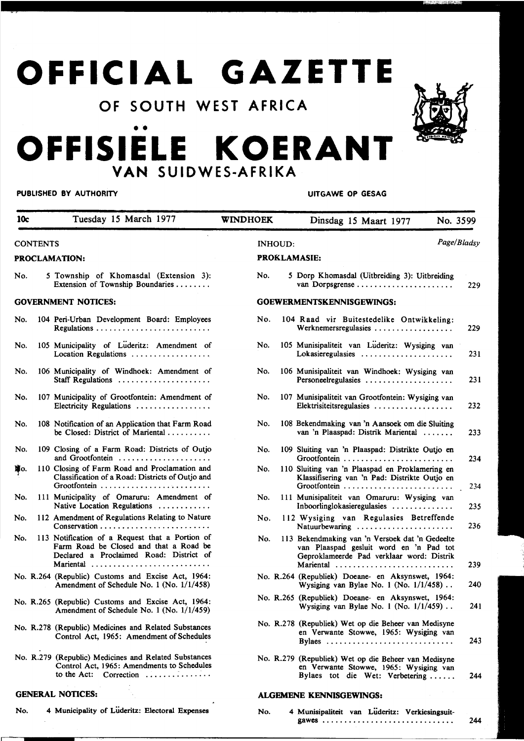# OFFICIAL GAZETTE

## OF SOUTH WEST AFRICA

# OFFISIËLE KOERANT

## VAN SUIDWES-AFRIKA

**PUBLISHED BY AUTHORITY** — **UITGAWE OP GESAG**

| 10c | Tuesday 15 March 1977 | WINDHOEK | Dinsdag 15 Maart 1977 | No. 3599 |
|---|---|---|---|---|

CONTENTS

**PROCLAMATION:**

No. 5 Township of Khomasdal (Extension 3): Extension of Township Boundaries

**GOVERNMENT NOTICES:**

No. 104 Peri-Urban Development Board: Employees Regulations

No. 105 Municipality of Lüderitz: Amendment of Location Regulations

No. 106 Municipality of Windhoek: Amendment of Staff Regulations

No. 107 Municipality of Grootfontein: Amendment of Electricity Regulations

No. 108 Notification of an Application that Farm Road be Closed: District of Mariental

No. 109 Closing of a Farm Road: Districts of Outjo and Grootfontein

No. 110 Closing of Farm Road and Proclamation and Classification of a Road: Districts of Outjo and Grootfontein

No. 111 Municipality of Omaruru: Amendment of Native Location Regulations

No. 112 Amendment of Regulations Relating to Nature Conservation

No. 113 Notification of a Request that a Portion of Farm Road be Closed and that a Road be Declared a Proclaimed Road: District of Mariental

No. R.264 (Republic) Customs and Excise Act, 1964: Amendment of Schedule No. 1 (No. 1/1/458)

No. R.265 (Republic) Customs and Excise Act, 1964: Amendment of Schedule No. 1 (No. 1/1/459)

No. R.278 (Republic) Medicines and Related Substances Control Act, 1965: Amendment of Schedules

No. R.279 (Republic) Medicines and Related Substances Control Act, 1965: Amendments to Schedules to the Act: Correction

**GENERAL NOTICES:**

No. 4 Municipality of Lüderitz: Electoral Expenses

INHOUD: *Page/Bladsy*

**PROKLAMASIE:**

No. 5 Dorp Khomasdal (Uitbreiding 3): Uitbreiding van Dorpsgrense — 229

**GOEWERMENTSKENNISGEWINGS:**

No. 104 Raad vir Buitestedelike Ontwikkeling: Werknemersregulasies — 229

No. 105 Munisipaliteit van Lüderitz: Wysiging van Lokasieregulasies — 231

No. 106 Munisipaliteit van Windhoek: Wysiging van Personeelregulasies — 231

No. 107 Munisipaliteit van Grootfontein: Wysiging van Elektrisiteitsregulasies — 232

No. 108 Bekendmaking van 'n Aansoek om die Sluiting van 'n Plaaspad: Distrik Mariental — 233

No. 109 Sluiting van 'n Plaaspad: Distrikte Outjo en Grootfontein — 234

No. 110 Sluiting van 'n Plaaspad en Proklamering en Klassifisering van 'n Pad: Distrikte Outjo en Grootfontein — 234

No. 111 Munisipaliteit van Omaruru: Wysiging van Inboorlinglokasieregulasies — 235

No. 112 Wysiging van Regulasies Betreffende Natuurbewaring — 236

No. 113 Bekendmaking van 'n Versoek dat 'n Gedeelte van Plaaspad gesluit word en 'n Pad tot Geproklameerde Pad verklaar word: Distrik Mariental — 239

No. R.264 (Republiek) Doeane- en Aksynswet, 1964: Wysiging van Bylae No. 1 (No. 1/1/458) — 240

No. R.265 (Republiek) Doeane- en Aksynswet, 1964: Wysiging van Bylae No. 1 (No. 1/1/459) — 241

No. R.278 (Republiek) Wet op die Beheer van Medisyne en Verwante Stowwe, 1965: Wysiging van Bylaes — 243

No. R.279 (Republiek) Wet op die Beheer van Medisyne en Verwante Stowwe, 1965: Wysiging van Bylaes tot die Wet: Verbetering — 244

**ALGEMENE KENNISGEWINGS:**

No. 4 Munisipaliteit van Lüderitz: Verkiesingsuitgawes — 244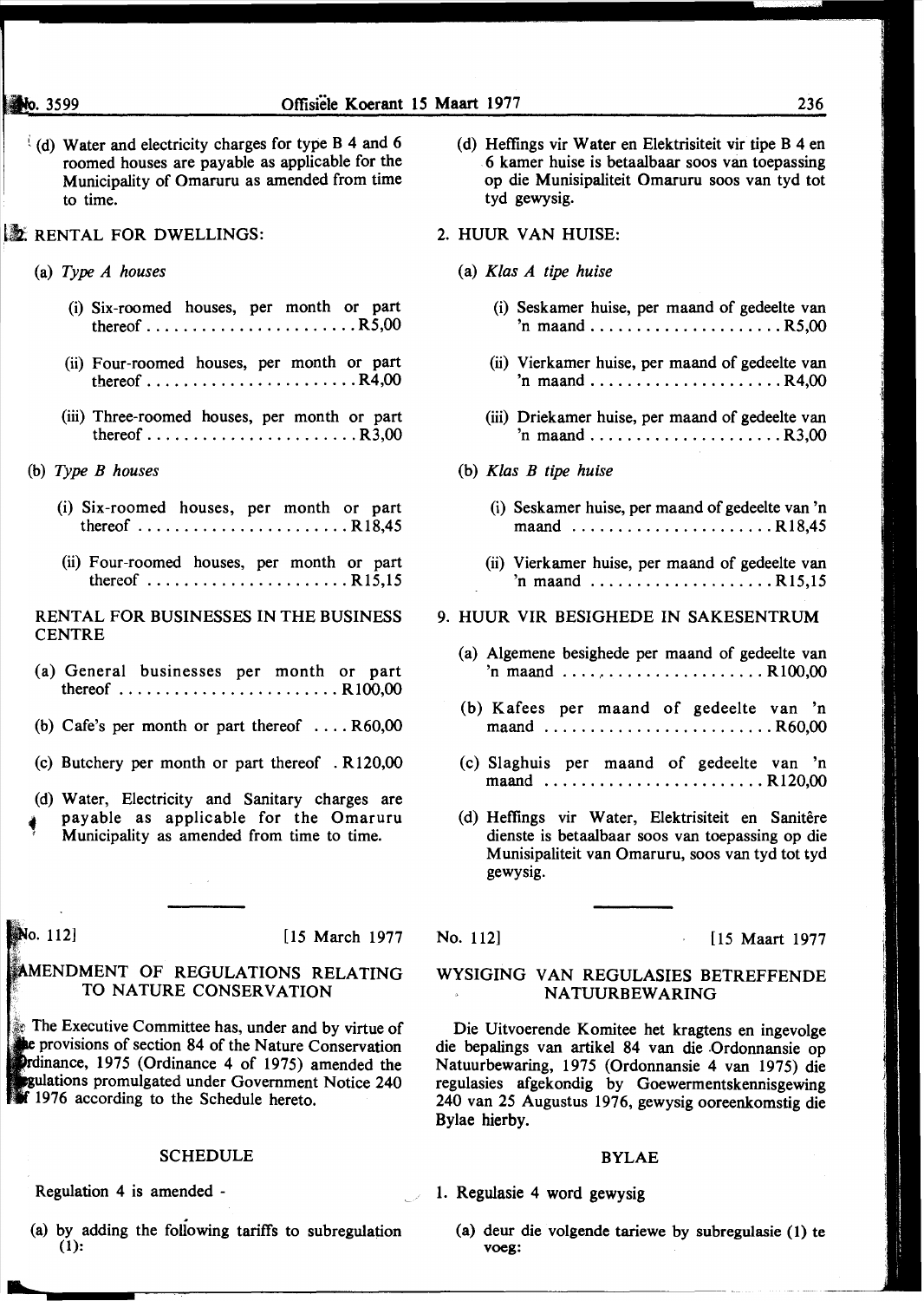(d) Water and electricity charges for type B 4 and 6 roomed houses are payable as applicable for the Municipality of Omaruru as amended from time to time.

8. RENTAL FOR DWELLINGS:

(a) *Type A houses*

(i) Six-roomed houses, per month or part thereof . . . . . . . . . . . . . . . . . . . . . . . R5,00

(ii) Four-roomed houses, per month or part thereof . . . . . . . . . . . . . . . . . . . . . . . R4,00

(iii) Three-roomed houses, per month or part thereof . . . . . . . . . . . . . . . . . . . . . . . R3,00

(b) *Type B houses*

(i) Six-roomed houses, per month or part thereof . . . . . . . . . . . . . . . . . . . . . . . R18,45

(ii) Four-roomed houses, per month or part thereof . . . . . . . . . . . . . . . . . . . . . . R15,15

RENTAL FOR BUSINESSES IN THE BUSINESS CENTRE

(a) General businesses per month or part thereof . . . . . . . . . . . . . . . . . . . . . . . . R100,00

(b) Cafe's per month or part thereof . . . . R60,00

(c) Butchery per month or part thereof . R120,00

(d) Water, Electricity and Sanitary charges are payable as applicable for the Omaruru Municipality as amended from time to time.

(d) Heffings vir Water en Elektrisiteit vir tipe B 4 en 6 kamer huise is betaalbaar soos van toepassing op die Munisipaliteit Omaruru soos van tyd tot tyd gewysig.

2. HUUR VAN HUISE:

(a) *Klas A tipe huise*

(i) Seskamer huise, per maand of gedeelte van 'n maand . . . . . . . . . . . . . . . . . . . . . R5,00

(ii) Vierkamer huise, per maand of gedeelte van 'n maand . . . . . . . . . . . . . . . . . . . . . R4,00

(iii) Driekamer huise, per maand of gedeelte van 'n maand . . . . . . . . . . . . . . . . . . . . . R3,00

(b) *Klas B tipe huise*

(i) Seskamer huise, per maand of gedeelte van 'n maand . . . . . . . . . . . . . . . . . . . . . . R18,45

(ii) Vierkamer huise, per maand of gedeelte van 'n maand . . . . . . . . . . . . . . . . . . . . R15,15

9. HUUR VIR BESIGHEDE IN SAKESENTRUM

(a) Algemene besighede per maand of gedeelte van 'n maand . . . . . . . . . . . . . . . . . . . . . R100,00

(b) Kafees per maand of gedeelte van 'n maand . . . . . . . . . . . . . . . . . . . . . . . . . R60,00

(c) Slaghuis per maand of gedeelte van 'n maand . . . . . . . . . . . . . . . . . . . . . . . . R120,00

(d) Heffings vir Water, Elektrisiteit en Sanitêre dienste is betaalbaar soos van toepassing op die Munisipaliteit van Omaruru, soos van tyd tot tyd gewysig.

---

No. 112] [15 March 1977

## AMENDMENT OF REGULATIONS RELATING TO NATURE CONSERVATION

The Executive Committee has, under and by virtue of the provisions of section 84 of the Nature Conservation Ordinance, 1975 (Ordinance 4 of 1975) amended the regulations promulgated under Government Notice 240 of 1976 according to the Schedule hereto.

### SCHEDULE

Regulation 4 is amended -

(a) by adding the following tariffs to subregulation (1):

No. 112] [15 Maart 1977

## WYSIGING VAN REGULASIES BETREFFENDE NATUURBEWARING

Die Uitvoerende Komitee het kragtens en ingevolge die bepalings van artikel 84 van die Ordonnansie op Natuurbewaring, 1975 (Ordonnansie 4 van 1975) die regulasies afgekondig by Goewermentskennisgewing 240 van 25 Augustus 1976, gewysig ooreenkomstig die Bylae hierby.

### BYLAE

1. Regulasie 4 word gewysig

(a) deur die volgende tariewe by subregulasie (1) te voeg: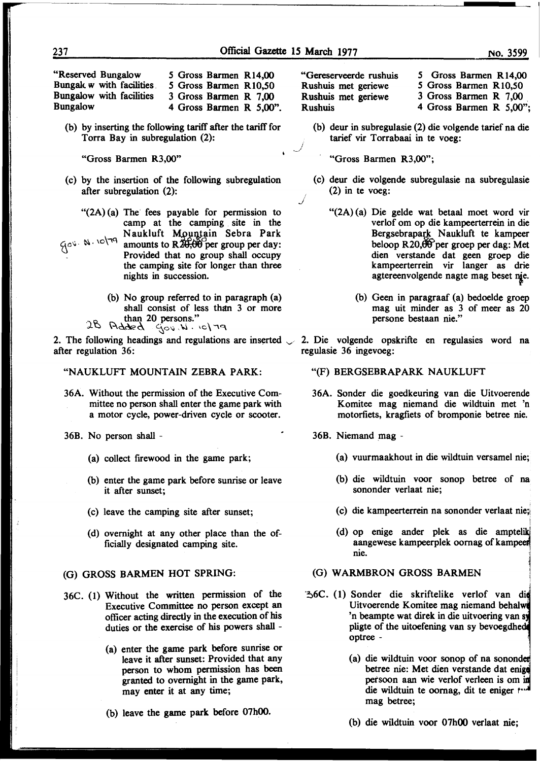| | |
|---|---|
| "Reserved Bungalow | 5 Gross Barmen R14,00 |
| Bungalow with facilities | 5 Gross Barmen R10,50 |
| Bungalow with facilities | 3 Gross Barmen R 7,00 |
| Bungalow | 4 Gross Barmen R 5,00". |

(b) by inserting the following tariff after the tariff for Torra Bay in subregulation (2):

"Gross Barmen R3,00"

(c) by the insertion of the following subregulation after subregulation (2):

"(2A) (a) The fees payable for permission to camp at the camping site in the Naukluft Mountain Sebra Park amounts to R20,00 per group per day: Provided that no group shall occupy the camping site for longer than three nights in succession.

(b) No group referred to in paragraph (a) shall consist of less than 3 or more than 20 persons."

Gov. N. 10/79

2B Added Gov. N. 10/79

2. The following headings and regulations are inserted after regulation 36:

"NAUKLUFT MOUNTAIN ZEBRA PARK:

36A. Without the permission of the Executive Committee no person shall enter the game park with a motor cycle, power-driven cycle or scooter.

36B. No person shall -

(a) collect firewood in the game park;

(b) enter the game park before sunrise or leave it after sunset;

(c) leave the camping site after sunset;

(d) overnight at any other place than the officially designated camping site.

(G) GROSS BARMEN HOT SPRING:

36C. (1) Without the written permission of the Executive Committee no person except an officer acting directly in the execution of his duties or the exercise of his powers shall -

(a) enter the game park before sunrise or leave it after sunset: Provided that any person to whom permission has been granted to overnight in the game park, may enter it at any time;

(b) leave the game park before 07h00.

| | |
|---|---|
| "Gereserveerde rushuis | 5 Gross Barmen R14,00 |
| Rushuis met geriewe | 5 Gross Barmen R10,50 |
| Rushuis met geriewe | 3 Gross Barmen R 7,00 |
| Rushuis | 4 Gross Barmen R 5,00"; |

(b) deur in subregulasie (2) die volgende tarief na die tarief vir Torrabaai in te voeg:

"Gross Barmen R3,00";

(c) deur die volgende subregulasie na subregulasie (2) in te voeg:

"(2A) (a) Die gelde wat betaal moet word vir verlof om op die kampeerterrein in die Bergsebrapark Naukluft te kampeer beloop R20,00 per groep per dag: Met dien verstande dat geen groep die kampeerterrein vir langer as drie agtereenvolgende nagte mag beset nie.

(b) Geen in paragraaf (a) bedoelde groep mag uit minder as 3 of meer as 20 persone bestaan nie."

2. Die volgende opskrifte en regulasies word na regulasie 36 ingevoeg:

"(F) BERGSEBRAPARK NAUKLUFT

36A. Sonder die goedkeuring van die Uitvoerende Komitee mag niemand die wildtuin met 'n motorfiets, kragfiets of bromponie betree nie.

36B. Niemand mag -

(a) vuurmaakhout in die wildtuin versamel nie;

(b) die wildtuin voor sonop betree of na sononder verlaat nie;

(c) die kampeerterrein na sononder verlaat nie;

(d) op enige ander plek as die amptelik aangewese kampeerplek oornag of kampeer nie.

(G) WARMBRON GROSS BARMEN

36C. (1) Sonder die skriftelike verlof van die Uitvoerende Komitee mag niemand behalwe 'n beampte wat direk in die uitvoering van sy pligte of die uitoefening van sy bevoegdhede optree -

(a) die wildtuin voor sonop of na sononder betree nie: Met dien verstande dat enige persoon aan wie verlof verleen is om in die wildtuin te oornag, dit te eniger tyd mag betree;

(b) die wildtuin voor 07h00 verlaat nie;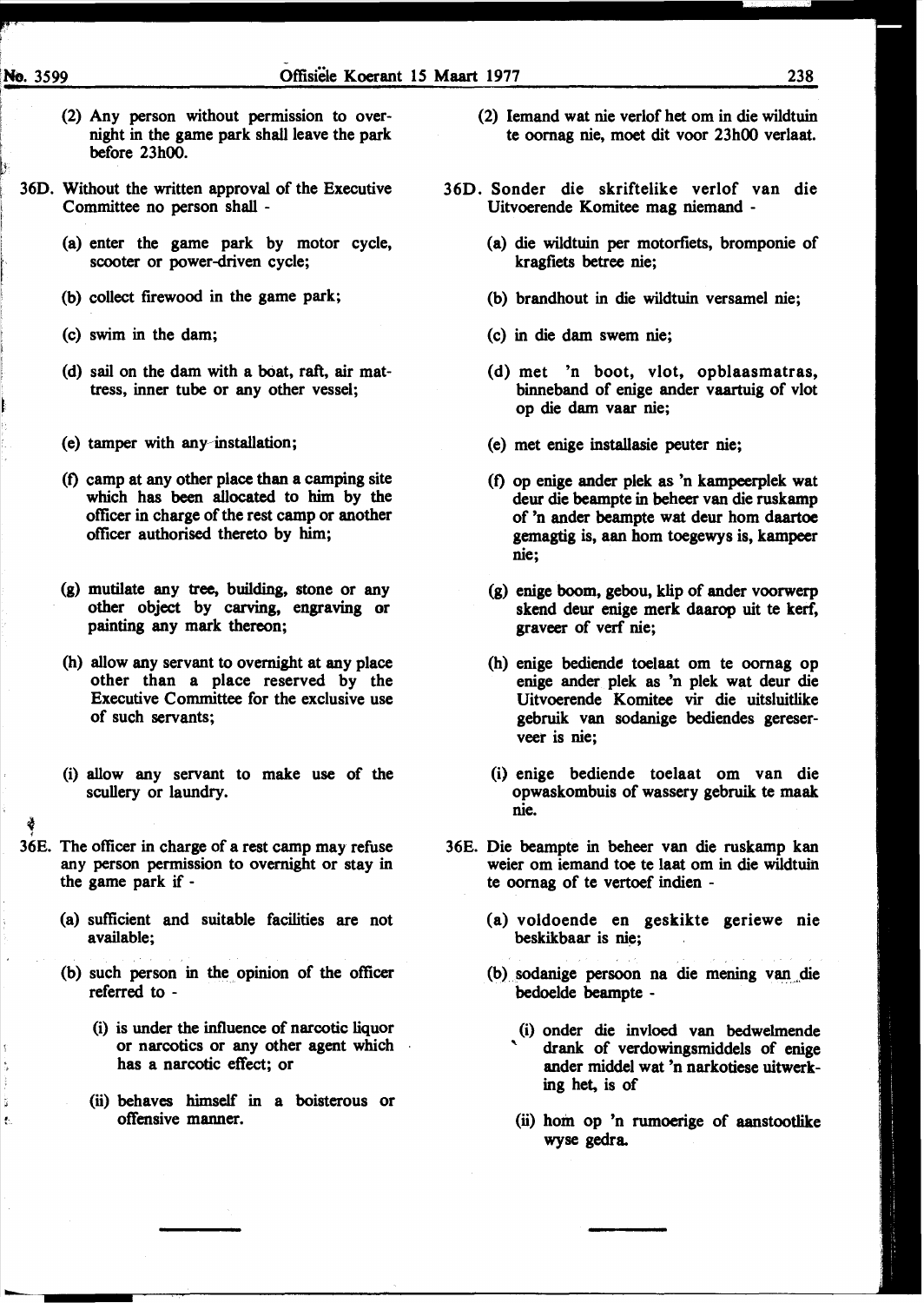(2) Any person without permission to overnight in the game park shall leave the park before 23h00.

36D. Without the written approval of the Executive Committee no person shall -

(a) enter the game park by motor cycle, scooter or power-driven cycle;

(b) collect firewood in the game park;

(c) swim in the dam;

(d) sail on the dam with a boat, raft, air mattress, inner tube or any other vessel;

(e) tamper with any installation;

(f) camp at any other place than a camping site which has been allocated to him by the officer in charge of the rest camp or another officer authorised thereto by him;

(g) mutilate any tree, building, stone or any other object by carving, engraving or painting any mark thereon;

(h) allow any servant to overnight at any place other than a place reserved by the Executive Committee for the exclusive use of such servants;

(i) allow any servant to make use of the scullery or laundry.

36E. The officer in charge of a rest camp may refuse any person permission to overnight or stay in the game park if -

(a) sufficient and suitable facilities are not available;

(b) such person in the opinion of the officer referred to -

(i) is under the influence of narcotic liquor or narcotics or any other agent which has a narcotic effect; or

(ii) behaves himself in a boisterous or offensive manner.

(2) Iemand wat nie verlof het om in die wildtuin te oornag nie, moet dit voor 23h00 verlaat.

36D. Sonder die skriftelike verlof van die Uitvoerende Komitee mag niemand -

(a) die wildtuin per motorfiets, bromponie of kragfiets betree nie;

(b) brandhout in die wildtuin versamel nie;

(c) in die dam swem nie;

(d) met 'n boot, vlot, opblaasmatras, binneband of enige ander vaartuig of vlot op die dam vaar nie;

(e) met enige installasie peuter nie;

(f) op enige ander plek as 'n kampeerplek wat deur die beampte in beheer van die ruskamp of 'n ander beampte wat deur hom daartoe gemagtig is, aan hom toegewys is, kampeer nie;

(g) enige boom, gebou, klip of ander voorwerp skend deur enige merk daarop uit te kerf, graveer of verf nie;

(h) enige bediende toelaat om te oornag op enige ander plek as 'n plek wat deur die Uitvoerende Komitee vir die uitsluitlike gebruik van sodanige bediendes gereserveer is nie;

(i) enige bediende toelaat om van die opwaskombuis of wassery gebruik te maak nie.

36E. Die beampte in beheer van die ruskamp kan weier om iemand toe te laat om in die wildtuin te oornag of te vertoef indien -

(a) voldoende en geskikte geriewe nie beskikbaar is nie;

(b) sodanige persoon na die mening van die bedoelde beampte -

(i) onder die invloed van bedwelmende drank of verdowingsmiddels of enige ander middel wat 'n narkotiese uitwerking het, is of

(ii) hom op 'n rumoerige of aanstootlike wyse gedra.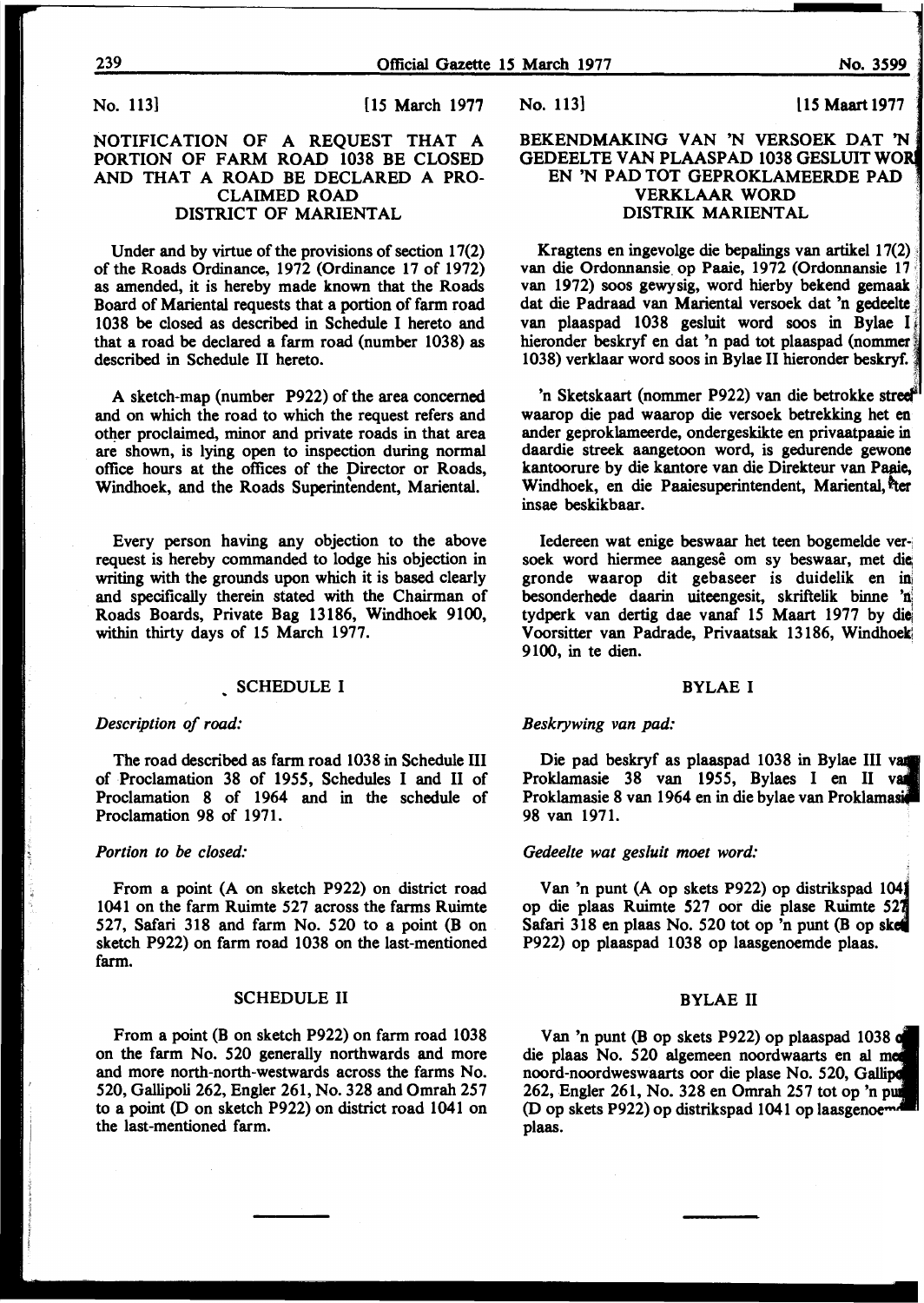No. 113] [15 March 1977

## NOTIFICATION OF A REQUEST THAT A PORTION OF FARM ROAD 1038 BE CLOSED AND THAT A ROAD BE DECLARED A PROCLAIMED ROAD DISTRICT OF MARIENTAL

Under and by virtue of the provisions of section 17(2) of the Roads Ordinance, 1972 (Ordinance 17 of 1972) as amended, it is hereby made known that the Roads Board of Mariental requests that a portion of farm road 1038 be closed as described in Schedule I hereto and that a road be declared a farm road (number 1038) as described in Schedule II hereto.

A sketch-map (number P922) of the area concerned and on which the road to which the request refers and other proclaimed, minor and private roads in that area are shown, is lying open to inspection during normal office hours at the offices of the Director or Roads, Windhoek, and the Roads Superintendent, Mariental.

Every person having any objection to the above request is hereby commanded to lodge his objection in writing with the grounds upon which it is based clearly and specifically therein stated with the Chairman of Roads Boards, Private Bag 13186, Windhoek 9100, within thirty days of 15 March 1977.

### SCHEDULE I

*Description of road:*

The road described as farm road 1038 in Schedule III of Proclamation 38 of 1955, Schedules I and II of Proclamation 8 of 1964 and in the schedule of Proclamation 98 of 1971.

*Portion to be closed:*

From a point (A on sketch P922) on district road 1041 on the farm Ruimte 527 across the farms Ruimte 527, Safari 318 and farm No. 520 to a point (B on sketch P922) on farm road 1038 on the last-mentioned farm.

### SCHEDULE II

From a point (B on sketch P922) on farm road 1038 on the farm No. 520 generally northwards and more and more north-north-westwards across the farms No. 520, Gallipoli 262, Engler 261, No. 328 and Omrah 257 to a point (D on sketch P922) on district road 1041 on the last-mentioned farm.

---

No. 113] [15 Maart 1977

## BEKENDMAKING VAN 'N VERSOEK DAT 'N GEDEELTE VAN PLAASPAD 1038 GESLUIT WORD EN 'N PAD TOT GEPROKLAMEERDE PAD VERKLAAR WORD DISTRIK MARIENTAL

Kragtens en ingevolge die bepalings van artikel 17(2) van die Ordonnansie op Paaie, 1972 (Ordonnansie 17 van 1972) soos gewysig, word hierby bekend gemaak dat die Padraad van Mariental versoek dat 'n gedeelte van plaaspad 1038 gesluit word soos in Bylae I hieronder beskryf en dat 'n pad tot plaaspad (nommer 1038) verklaar word soos in Bylae II hieronder beskryf.

'n Sketskaart (nommer P922) van die betrokke streek waarop die pad waarop die versoek betrekking het en ander geproklameerde, ondergeskikte en privaatpaaie in daardie streek aangetoon word, is gedurende gewone kantoorure by die kantore van die Direkteur van Paaie, Windhoek, en die Paaiesuperintendent, Mariental, ter insae beskikbaar.

Iedereen wat enige beswaar het teen bogemelde versoek word hiermee aangesê om sy beswaar, met die gronde waarop dit gebaseer is duidelik en in besonderhede daarin uiteengesit, skriftelik binne 'n tydperk van dertig dae vanaf 15 Maart 1977 by die Voorsitter van Padrade, Privaatsak 13186, Windhoek 9100, in te dien.

### BYLAE I

*Beskrywing van pad:*

Die pad beskryf as plaaspad 1038 in Bylae III van Proklamasie 38 van 1955, Bylaes I en II van Proklamasie 8 van 1964 en in die bylae van Proklamasie 98 van 1971.

*Gedeelte wat gesluit moet word:*

Van 'n punt (A op skets P922) op distrikspad 1041 op die plaas Ruimte 527 oor die plase Ruimte 527, Safari 318 en plaas No. 520 tot op 'n punt (B op skets P922) op plaaspad 1038 op laasgenoemde plaas.

### BYLAE II

Van 'n punt (B op skets P922) op plaaspad 1038 op die plaas No. 520 algemeen noordwaarts en al meer noord-noordweswaarts oor die plase No. 520, Gallipoli 262, Engler 261, No. 328 en Omrah 257 tot op 'n punt (D op skets P922) op distrikspad 1041 op laasgenoemde plaas.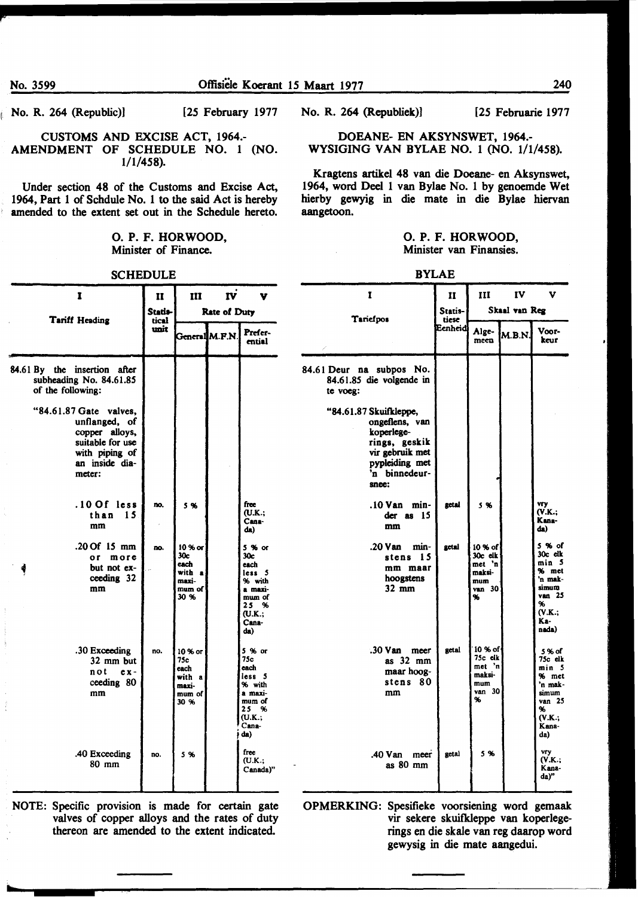No. R. 264 (Republic)] [25 February 1977

## CUSTOMS AND EXCISE ACT, 1964.- AMENDMENT OF SCHEDULE NO. 1 (NO. 1/1/458).

Under section 48 of the Customs and Excise Act, 1964, Part 1 of Schdule No. 1 to the said Act is hereby amended to the extent set out in the Schedule hereto.

O. P. F. HORWOOD,
Minister of Finance.

### SCHEDULE

| I | II | III | IV | V |
|---|---|---|---|---|
| Tariff Heading | Statistical unit | Rate of Duty | | |
| | | General | M.F.N. | Preferential |
| 84.61 By the insertion after subheading No. 84.61.85 of the following: | | | | |
| "84.61.87 Gate valves, unflanged, of copper alloys, suitable for use with piping of an inside diameter: | | | | |
| .10 Of less than 15 mm | no. | 5 % | | free (U.K.; Canada) |
| .20 Of 15 mm or more but not exceeding 32 mm | no. | 10 % or 30c each with a maximum of 30 % | | 5 % or 30c each less 5 % with a maximum of 25 % (U.K.; Canada) |
| .30 Exceeding 32 mm but not exceeding 80 mm | no. | 10 % or 75c each with a maximum of 30 % | | 5 % or 75c each less 5 % with a maximum of 25 % (U.K.; Canada) |
| .40 Exceeding 80 mm | no. | 5 % | | free (U.K.; Canada)" |

NOTE: Specific provision is made for certain gate valves of copper alloys and the rates of duty thereon are amended to the extent indicated.

---

No. R. 264 (Republiek)] [25 Februarie 1977

## DOEANE- EN AKSYNSWET, 1964.- WYSIGING VAN BYLAE NO. 1 (NO. 1/1/458).

Kragtens artikel 48 van die Doeane- en Aksynswet, 1964, word Deel 1 van Bylae No. 1 by genoemde Wet hierby gewyig in die mate in die Bylae hiervan aangetoon.

O. P. F. HORWOOD,
Minister van Finansies.

### BYLAE

| I | II | III | IV | V |
|---|---|---|---|---|
| Tariefpos | Statistiese Eenheid | Skaal van Reg | | |
| | | Algemeen | M.B.N. | Voorkeur |
| 84.61 Deur na subpos No. 84.61.85 die volgende in te voeg: | | | | |
| "84.61.87 Skuifkleppe, ongeflens, van koperlegerings, geskik vir gebruik met pypleiding met 'n binnedeursnee: | | | | |
| .10 Van minder as 15 mm | getal | 5 % | | vry (V.K.; Kanada) |
| .20 Van minstens 15 mm maar hoogstens 32 mm | getal | 10 % of 30c elk met 'n maksimum van 30 % | | 5 % of 30c elk min 5 % met 'n maksimum van 25 % (V.K.; Kanada) |
| .30 Van meer as 32 mm maar hoogstens 80 mm | getal | 10 % of 75c elk met 'n maksimum van 30 % | | 5 % of 75c elk min 5 % met 'n maksimum van 25 % (V.K.; Kanada) |
| .40 Van meer as 80 mm | getal | 5 % | | vry (V.K.; Kanada)" |

OPMERKING: Spesifieke voorsiening word gemaak vir sekere skuifkleppe van koperlegerings en die skale van reg daarop word gewysig in die mate aangedui.